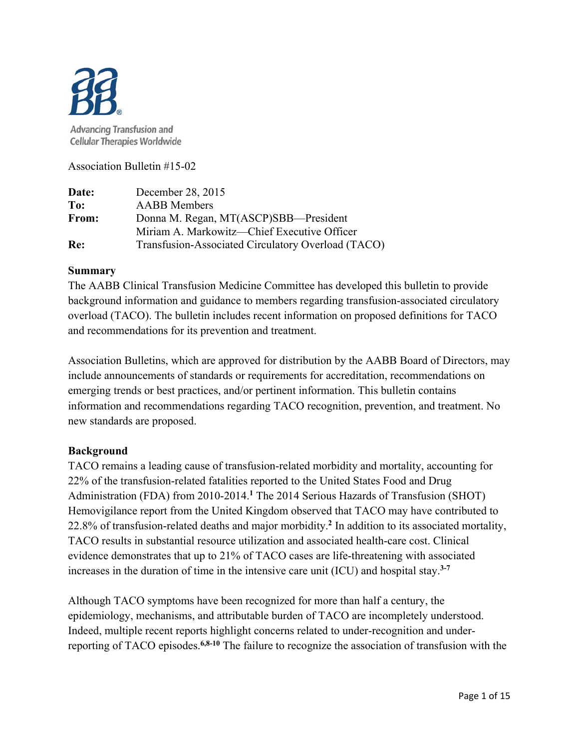Advancing Transfusion and Cellular Therapies Worldwide

Association Bulletin #15-02

| | |
|---|---|
| **Date:** | December 28, 2015 |
| **To:** | AABB Members |
| **From:** | Donna M. Regan, MT(ASCP)SBB—President |
| | Miriam A. Markowitz—Chief Executive Officer |
| **Re:** | Transfusion-Associated Circulatory Overload (TACO) |

**Summary**

The AABB Clinical Transfusion Medicine Committee has developed this bulletin to provide background information and guidance to members regarding transfusion-associated circulatory overload (TACO). The bulletin includes recent information on proposed definitions for TACO and recommendations for its prevention and treatment.

Association Bulletins, which are approved for distribution by the AABB Board of Directors, may include announcements of standards or requirements for accreditation, recommendations on emerging trends or best practices, and/or pertinent information. This bulletin contains information and recommendations regarding TACO recognition, prevention, and treatment. No new standards are proposed.

**Background**

TACO remains a leading cause of transfusion-related morbidity and mortality, accounting for 22% of the transfusion-related fatalities reported to the United States Food and Drug Administration (FDA) from 2010-2014.[1] The 2014 Serious Hazards of Transfusion (SHOT) Hemovigilance report from the United Kingdom observed that TACO may have contributed to 22.8% of transfusion-related deaths and major morbidity.[2] In addition to its associated mortality, TACO results in substantial resource utilization and associated health-care cost. Clinical evidence demonstrates that up to 21% of TACO cases are life-threatening with associated increases in the duration of time in the intensive care unit (ICU) and hospital stay.[3-7]

Although TACO symptoms have been recognized for more than half a century, the epidemiology, mechanisms, and attributable burden of TACO are incompletely understood. Indeed, multiple recent reports highlight concerns related to under-recognition and under-reporting of TACO episodes.[6,8-10] The failure to recognize the association of transfusion with the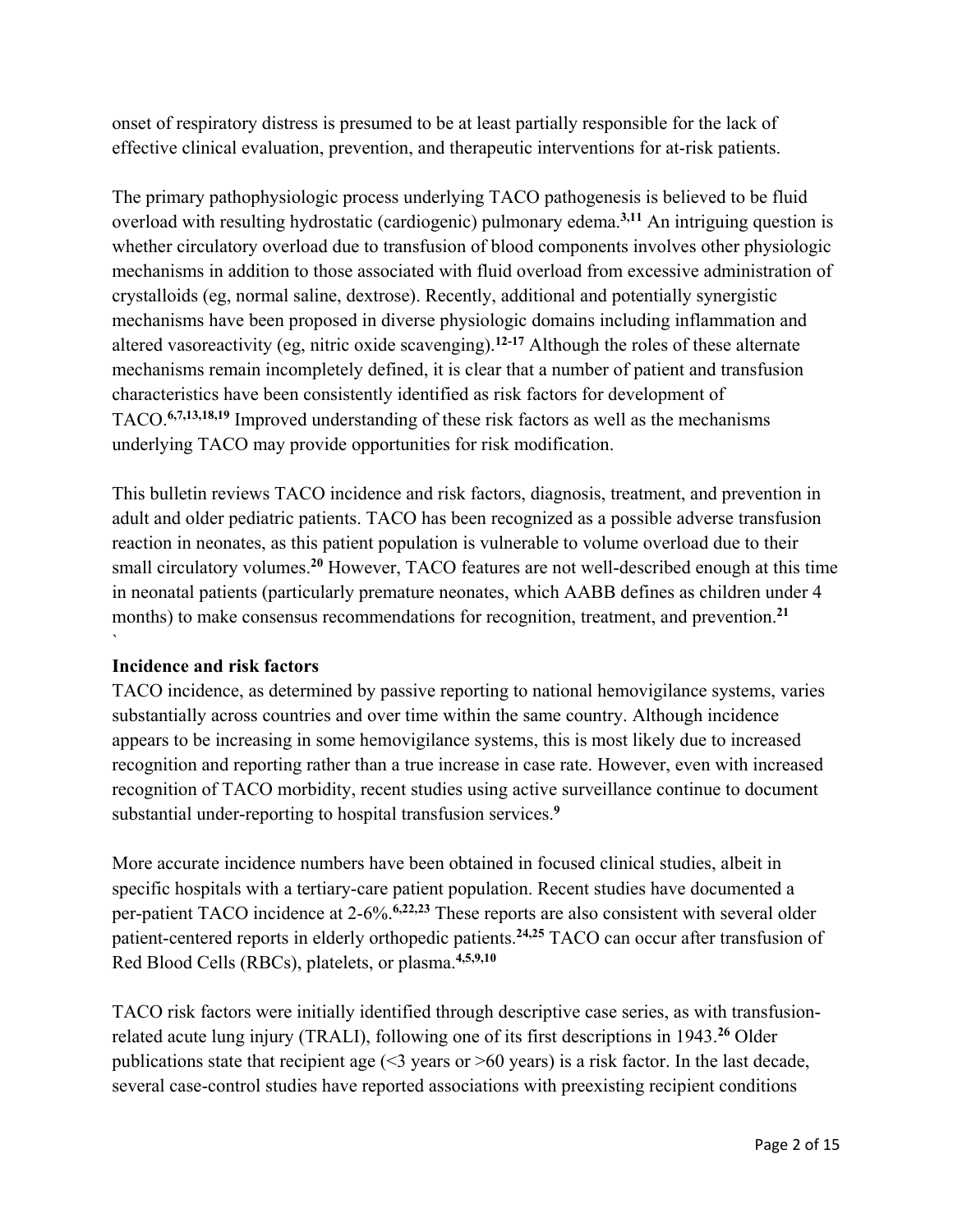onset of respiratory distress is presumed to be at least partially responsible for the lack of effective clinical evaluation, prevention, and therapeutic interventions for at-risk patients.

The primary pathophysiologic process underlying TACO pathogenesis is believed to be fluid overload with resulting hydrostatic (cardiogenic) pulmonary edema.[3,11] An intriguing question is whether circulatory overload due to transfusion of blood components involves other physiologic mechanisms in addition to those associated with fluid overload from excessive administration of crystalloids (eg, normal saline, dextrose). Recently, additional and potentially synergistic mechanisms have been proposed in diverse physiologic domains including inflammation and altered vasoreactivity (eg, nitric oxide scavenging).[12-17] Although the roles of these alternate mechanisms remain incompletely defined, it is clear that a number of patient and transfusion characteristics have been consistently identified as risk factors for development of TACO.[6,7,13,18,19] Improved understanding of these risk factors as well as the mechanisms underlying TACO may provide opportunities for risk modification.

This bulletin reviews TACO incidence and risk factors, diagnosis, treatment, and prevention in adult and older pediatric patients. TACO has been recognized as a possible adverse transfusion reaction in neonates, as this patient population is vulnerable to volume overload due to their small circulatory volumes.[20] However, TACO features are not well-described enough at this time in neonatal patients (particularly premature neonates, which AABB defines as children under 4 months) to make consensus recommendations for recognition, treatment, and prevention.[21]
`

**Incidence and risk factors**

TACO incidence, as determined by passive reporting to national hemovigilance systems, varies substantially across countries and over time within the same country. Although incidence appears to be increasing in some hemovigilance systems, this is most likely due to increased recognition and reporting rather than a true increase in case rate. However, even with increased recognition of TACO morbidity, recent studies using active surveillance continue to document substantial under-reporting to hospital transfusion services.[9]

More accurate incidence numbers have been obtained in focused clinical studies, albeit in specific hospitals with a tertiary-care patient population. Recent studies have documented a per-patient TACO incidence at 2-6%.[6,22,23] These reports are also consistent with several older patient-centered reports in elderly orthopedic patients.[24,25] TACO can occur after transfusion of Red Blood Cells (RBCs), platelets, or plasma.[4,5,9,10]

TACO risk factors were initially identified through descriptive case series, as with transfusion-related acute lung injury (TRALI), following one of its first descriptions in 1943.[26] Older publications state that recipient age (<3 years or >60 years) is a risk factor. In the last decade, several case-control studies have reported associations with preexisting recipient conditions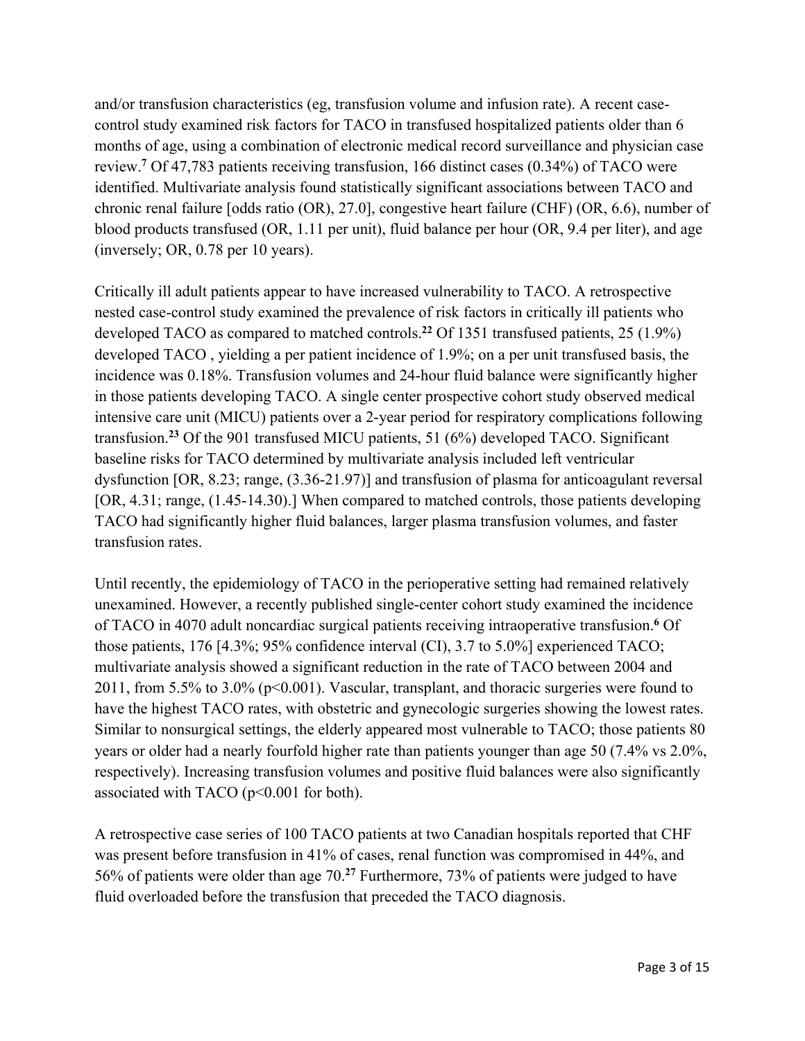and/or transfusion characteristics (eg, transfusion volume and infusion rate). A recent case-control study examined risk factors for TACO in transfused hospitalized patients older than 6 months of age, using a combination of electronic medical record surveillance and physician case review.[7] Of 47,783 patients receiving transfusion, 166 distinct cases (0.34%) of TACO were identified. Multivariate analysis found statistically significant associations between TACO and chronic renal failure [odds ratio (OR), 27.0], congestive heart failure (CHF) (OR, 6.6), number of blood products transfused (OR, 1.11 per unit), fluid balance per hour (OR, 9.4 per liter), and age (inversely; OR, 0.78 per 10 years).

Critically ill adult patients appear to have increased vulnerability to TACO. A retrospective nested case-control study examined the prevalence of risk factors in critically ill patients who developed TACO as compared to matched controls.[22] Of 1351 transfused patients, 25 (1.9%) developed TACO , yielding a per patient incidence of 1.9%; on a per unit transfused basis, the incidence was 0.18%. Transfusion volumes and 24-hour fluid balance were significantly higher in those patients developing TACO. A single center prospective cohort study observed medical intensive care unit (MICU) patients over a 2-year period for respiratory complications following transfusion.[23] Of the 901 transfused MICU patients, 51 (6%) developed TACO. Significant baseline risks for TACO determined by multivariate analysis included left ventricular dysfunction [OR, 8.23; range, (3.36-21.97)] and transfusion of plasma for anticoagulant reversal [OR, 4.31; range, (1.45-14.30).] When compared to matched controls, those patients developing TACO had significantly higher fluid balances, larger plasma transfusion volumes, and faster transfusion rates.

Until recently, the epidemiology of TACO in the perioperative setting had remained relatively unexamined. However, a recently published single-center cohort study examined the incidence of TACO in 4070 adult noncardiac surgical patients receiving intraoperative transfusion.[6] Of those patients, 176 [4.3%; 95% confidence interval (CI), 3.7 to 5.0%] experienced TACO; multivariate analysis showed a significant reduction in the rate of TACO between 2004 and 2011, from 5.5% to 3.0% ($p<0.001$). Vascular, transplant, and thoracic surgeries were found to have the highest TACO rates, with obstetric and gynecologic surgeries showing the lowest rates. Similar to nonsurgical settings, the elderly appeared most vulnerable to TACO; those patients 80 years or older had a nearly fourfold higher rate than patients younger than age 50 (7.4% vs 2.0%, respectively). Increasing transfusion volumes and positive fluid balances were also significantly associated with TACO ($p<0.001$ for both).

A retrospective case series of 100 TACO patients at two Canadian hospitals reported that CHF was present before transfusion in 41% of cases, renal function was compromised in 44%, and 56% of patients were older than age 70.[27] Furthermore, 73% of patients were judged to have fluid overloaded before the transfusion that preceded the TACO diagnosis.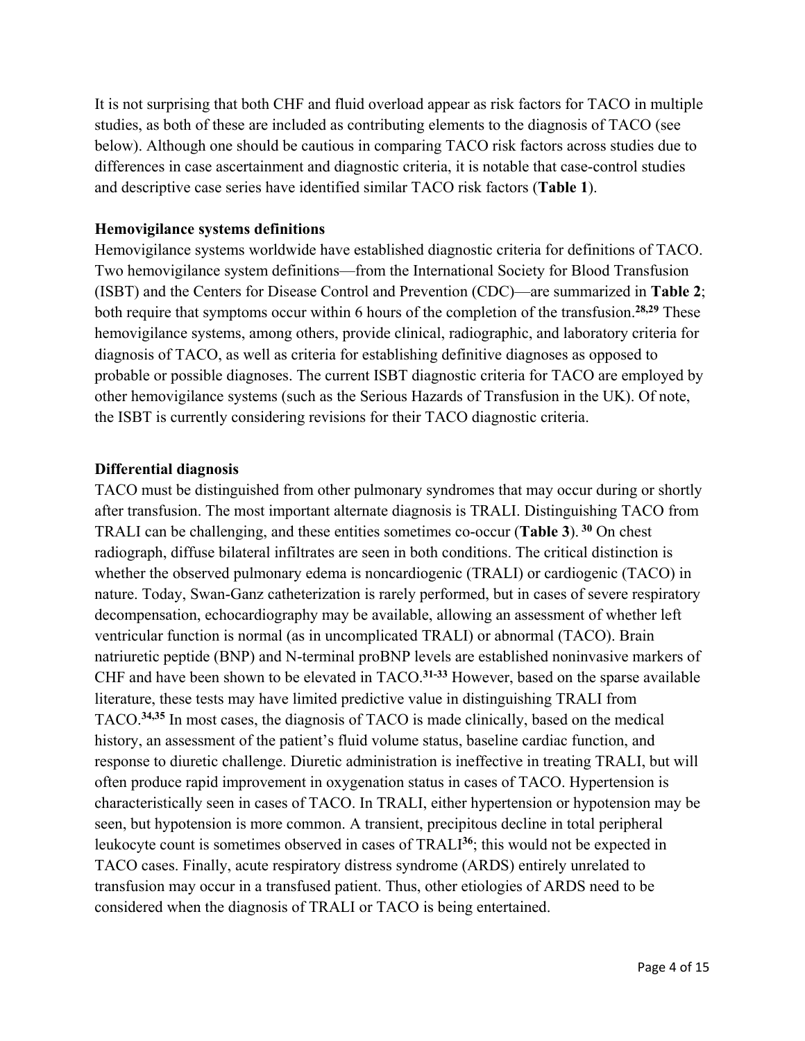It is not surprising that both CHF and fluid overload appear as risk factors for TACO in multiple studies, as both of these are included as contributing elements to the diagnosis of TACO (see below). Although one should be cautious in comparing TACO risk factors across studies due to differences in case ascertainment and diagnostic criteria, it is notable that case-control studies and descriptive case series have identified similar TACO risk factors (**Table 1**).

### Hemovigilance systems definitions

Hemovigilance systems worldwide have established diagnostic criteria for definitions of TACO. Two hemovigilance system definitions—from the International Society for Blood Transfusion (ISBT) and the Centers for Disease Control and Prevention (CDC)—are summarized in **Table 2**; both require that symptoms occur within 6 hours of the completion of the transfusion.[28,29] These hemovigilance systems, among others, provide clinical, radiographic, and laboratory criteria for diagnosis of TACO, as well as criteria for establishing definitive diagnoses as opposed to probable or possible diagnoses. The current ISBT diagnostic criteria for TACO are employed by other hemovigilance systems (such as the Serious Hazards of Transfusion in the UK). Of note, the ISBT is currently considering revisions for their TACO diagnostic criteria.

### Differential diagnosis

TACO must be distinguished from other pulmonary syndromes that may occur during or shortly after transfusion. The most important alternate diagnosis is TRALI. Distinguishing TACO from TRALI can be challenging, and these entities sometimes co-occur (**Table 3**). [30] On chest radiograph, diffuse bilateral infiltrates are seen in both conditions. The critical distinction is whether the observed pulmonary edema is noncardiogenic (TRALI) or cardiogenic (TACO) in nature. Today, Swan-Ganz catheterization is rarely performed, but in cases of severe respiratory decompensation, echocardiography may be available, allowing an assessment of whether left ventricular function is normal (as in uncomplicated TRALI) or abnormal (TACO). Brain natriuretic peptide (BNP) and N-terminal proBNP levels are established noninvasive markers of CHF and have been shown to be elevated in TACO.[31-33] However, based on the sparse available literature, these tests may have limited predictive value in distinguishing TRALI from TACO.[34,35] In most cases, the diagnosis of TACO is made clinically, based on the medical history, an assessment of the patient's fluid volume status, baseline cardiac function, and response to diuretic challenge. Diuretic administration is ineffective in treating TRALI, but will often produce rapid improvement in oxygenation status in cases of TACO. Hypertension is characteristically seen in cases of TACO. In TRALI, either hypertension or hypotension may be seen, but hypotension is more common. A transient, precipitous decline in total peripheral leukocyte count is sometimes observed in cases of TRALI[36]; this would not be expected in TACO cases. Finally, acute respiratory distress syndrome (ARDS) entirely unrelated to transfusion may occur in a transfused patient. Thus, other etiologies of ARDS need to be considered when the diagnosis of TRALI or TACO is being entertained.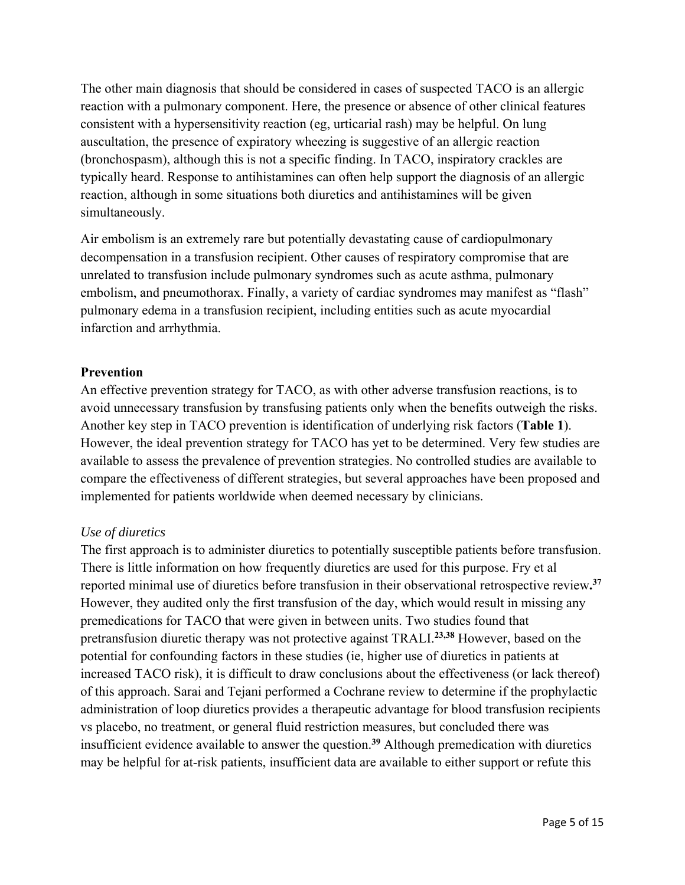The other main diagnosis that should be considered in cases of suspected TACO is an allergic reaction with a pulmonary component. Here, the presence or absence of other clinical features consistent with a hypersensitivity reaction (eg, urticarial rash) may be helpful. On lung auscultation, the presence of expiratory wheezing is suggestive of an allergic reaction (bronchospasm), although this is not a specific finding. In TACO, inspiratory crackles are typically heard. Response to antihistamines can often help support the diagnosis of an allergic reaction, although in some situations both diuretics and antihistamines will be given simultaneously.

Air embolism is an extremely rare but potentially devastating cause of cardiopulmonary decompensation in a transfusion recipient. Other causes of respiratory compromise that are unrelated to transfusion include pulmonary syndromes such as acute asthma, pulmonary embolism, and pneumothorax. Finally, a variety of cardiac syndromes may manifest as "flash" pulmonary edema in a transfusion recipient, including entities such as acute myocardial infarction and arrhythmia.

## Prevention

An effective prevention strategy for TACO, as with other adverse transfusion reactions, is to avoid unnecessary transfusion by transfusing patients only when the benefits outweigh the risks. Another key step in TACO prevention is identification of underlying risk factors (**Table 1**). However, the ideal prevention strategy for TACO has yet to be determined. Very few studies are available to assess the prevalence of prevention strategies. No controlled studies are available to compare the effectiveness of different strategies, but several approaches have been proposed and implemented for patients worldwide when deemed necessary by clinicians.

### *Use of diuretics*

The first approach is to administer diuretics to potentially susceptible patients before transfusion. There is little information on how frequently diuretics are used for this purpose. Fry et al reported minimal use of diuretics before transfusion in their observational retrospective review.[37] However, they audited only the first transfusion of the day, which would result in missing any premedications for TACO that were given in between units. Two studies found that pretransfusion diuretic therapy was not protective against TRALI.[23,38] However, based on the potential for confounding factors in these studies (ie, higher use of diuretics in patients at increased TACO risk), it is difficult to draw conclusions about the effectiveness (or lack thereof) of this approach. Sarai and Tejani performed a Cochrane review to determine if the prophylactic administration of loop diuretics provides a therapeutic advantage for blood transfusion recipients vs placebo, no treatment, or general fluid restriction measures, but concluded there was insufficient evidence available to answer the question.[39] Although premedication with diuretics may be helpful for at-risk patients, insufficient data are available to either support or refute this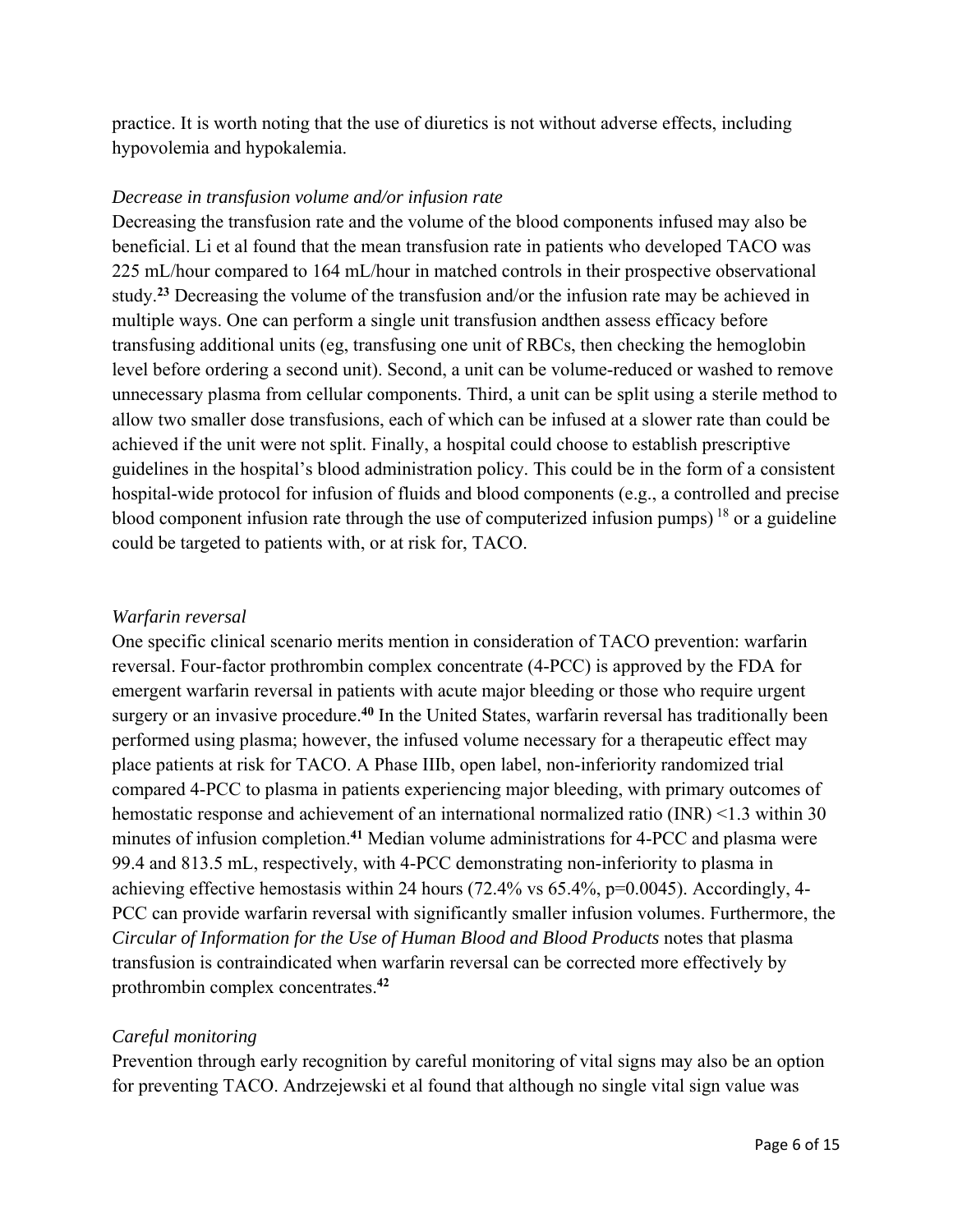practice. It is worth noting that the use of diuretics is not without adverse effects, including hypovolemia and hypokalemia.

*Decrease in transfusion volume and/or infusion rate*

Decreasing the transfusion rate and the volume of the blood components infused may also be beneficial. Li et al found that the mean transfusion rate in patients who developed TACO was 225 mL/hour compared to 164 mL/hour in matched controls in their prospective observational study.[23] Decreasing the volume of the transfusion and/or the infusion rate may be achieved in multiple ways. One can perform a single unit transfusion andthen assess efficacy before transfusing additional units (eg, transfusing one unit of RBCs, then checking the hemoglobin level before ordering a second unit). Second, a unit can be volume-reduced or washed to remove unnecessary plasma from cellular components. Third, a unit can be split using a sterile method to allow two smaller dose transfusions, each of which can be infused at a slower rate than could be achieved if the unit were not split. Finally, a hospital could choose to establish prescriptive guidelines in the hospital's blood administration policy. This could be in the form of a consistent hospital-wide protocol for infusion of fluids and blood components (e.g., a controlled and precise blood component infusion rate through the use of computerized infusion pumps) [18] or a guideline could be targeted to patients with, or at risk for, TACO.

*Warfarin reversal*

One specific clinical scenario merits mention in consideration of TACO prevention: warfarin reversal. Four-factor prothrombin complex concentrate (4-PCC) is approved by the FDA for emergent warfarin reversal in patients with acute major bleeding or those who require urgent surgery or an invasive procedure.[40] In the United States, warfarin reversal has traditionally been performed using plasma; however, the infused volume necessary for a therapeutic effect may place patients at risk for TACO. A Phase IIIb, open label, non-inferiority randomized trial compared 4-PCC to plasma in patients experiencing major bleeding, with primary outcomes of hemostatic response and achievement of an international normalized ratio (INR) <1.3 within 30 minutes of infusion completion.[41] Median volume administrations for 4-PCC and plasma were 99.4 and 813.5 mL, respectively, with 4-PCC demonstrating non-inferiority to plasma in achieving effective hemostasis within 24 hours (72.4% vs 65.4%, p=0.0045). Accordingly, 4-PCC can provide warfarin reversal with significantly smaller infusion volumes. Furthermore, the *Circular of Information for the Use of Human Blood and Blood Products* notes that plasma transfusion is contraindicated when warfarin reversal can be corrected more effectively by prothrombin complex concentrates.[42]

*Careful monitoring*

Prevention through early recognition by careful monitoring of vital signs may also be an option for preventing TACO. Andrzejewski et al found that although no single vital sign value was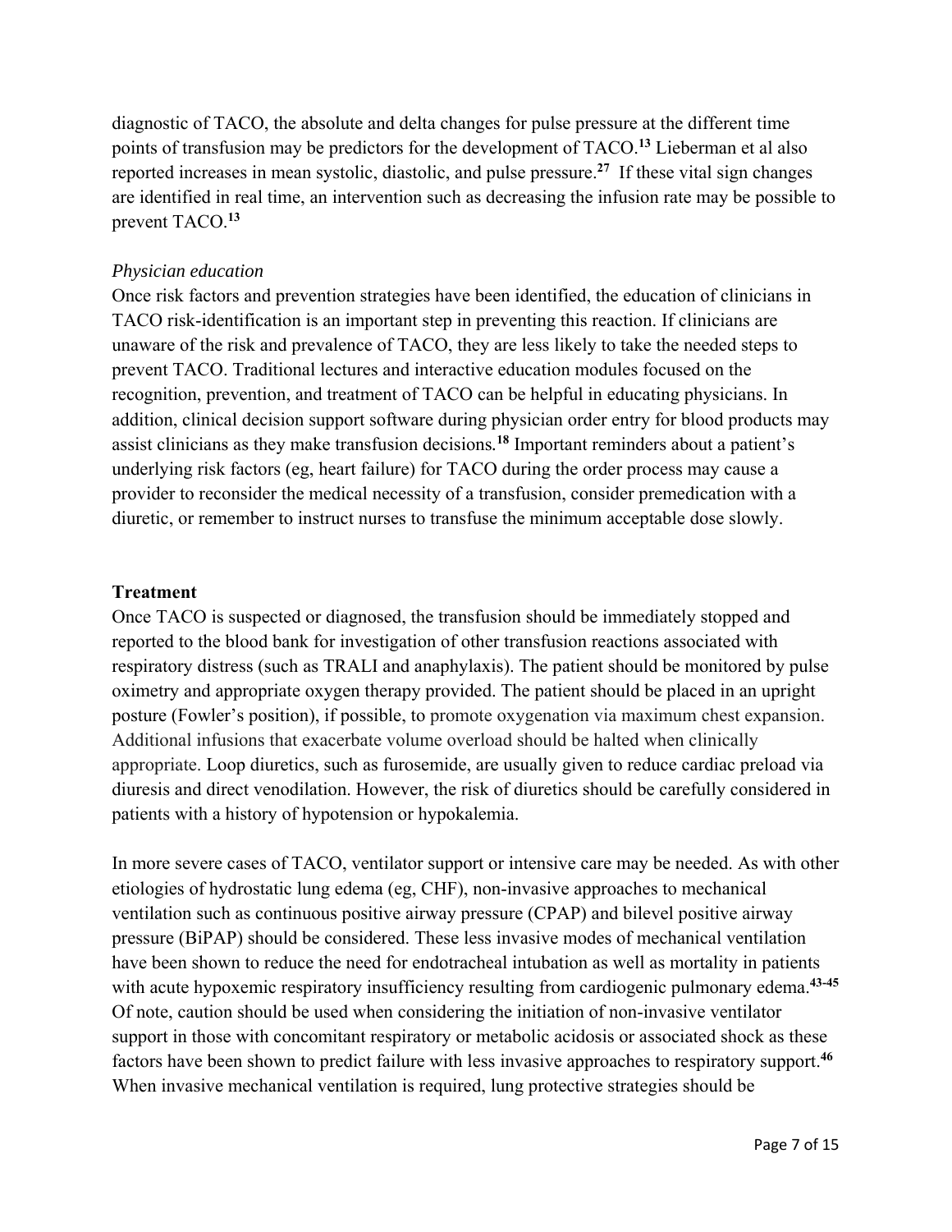diagnostic of TACO, the absolute and delta changes for pulse pressure at the different time points of transfusion may be predictors for the development of TACO.[13] Lieberman et al also reported increases in mean systolic, diastolic, and pulse pressure.[27] If these vital sign changes are identified in real time, an intervention such as decreasing the infusion rate may be possible to prevent TACO.[13]

*Physician education*

Once risk factors and prevention strategies have been identified, the education of clinicians in TACO risk-identification is an important step in preventing this reaction. If clinicians are unaware of the risk and prevalence of TACO, they are less likely to take the needed steps to prevent TACO. Traditional lectures and interactive education modules focused on the recognition, prevention, and treatment of TACO can be helpful in educating physicians. In addition, clinical decision support software during physician order entry for blood products may assist clinicians as they make transfusion decisions.[18] Important reminders about a patient's underlying risk factors (eg, heart failure) for TACO during the order process may cause a provider to reconsider the medical necessity of a transfusion, consider premedication with a diuretic, or remember to instruct nurses to transfuse the minimum acceptable dose slowly.

## Treatment

Once TACO is suspected or diagnosed, the transfusion should be immediately stopped and reported to the blood bank for investigation of other transfusion reactions associated with respiratory distress (such as TRALI and anaphylaxis). The patient should be monitored by pulse oximetry and appropriate oxygen therapy provided. The patient should be placed in an upright posture (Fowler's position), if possible, to promote oxygenation via maximum chest expansion. Additional infusions that exacerbate volume overload should be halted when clinically appropriate. Loop diuretics, such as furosemide, are usually given to reduce cardiac preload via diuresis and direct venodilation. However, the risk of diuretics should be carefully considered in patients with a history of hypotension or hypokalemia.

In more severe cases of TACO, ventilator support or intensive care may be needed. As with other etiologies of hydrostatic lung edema (eg, CHF), non-invasive approaches to mechanical ventilation such as continuous positive airway pressure (CPAP) and bilevel positive airway pressure (BiPAP) should be considered. These less invasive modes of mechanical ventilation have been shown to reduce the need for endotracheal intubation as well as mortality in patients with acute hypoxemic respiratory insufficiency resulting from cardiogenic pulmonary edema.[43-45] Of note, caution should be used when considering the initiation of non-invasive ventilator support in those with concomitant respiratory or metabolic acidosis or associated shock as these factors have been shown to predict failure with less invasive approaches to respiratory support.[46] When invasive mechanical ventilation is required, lung protective strategies should be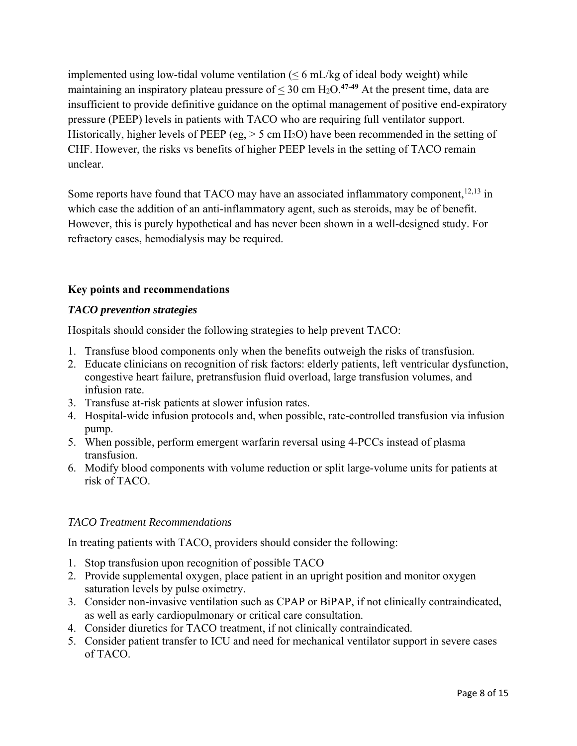implemented using low-tidal volume ventilation ($\leq$ 6 mL/kg of ideal body weight) while maintaining an inspiratory plateau pressure of $\leq$ 30 cm $H_2O$.[47-49] At the present time, data are insufficient to provide definitive guidance on the optimal management of positive end-expiratory pressure (PEEP) levels in patients with TACO who are requiring full ventilator support. Historically, higher levels of PEEP (eg, > 5 cm $H_2O$) have been recommended in the setting of CHF. However, the risks vs benefits of higher PEEP levels in the setting of TACO remain unclear.

Some reports have found that TACO may have an associated inflammatory component,[12,13] in which case the addition of an anti-inflammatory agent, such as steroids, may be of benefit. However, this is purely hypothetical and has never been shown in a well-designed study. For refractory cases, hemodialysis may be required.

## Key points and recommendations

### *TACO prevention strategies*

Hospitals should consider the following strategies to help prevent TACO:

1. Transfuse blood components only when the benefits outweigh the risks of transfusion.
2. Educate clinicians on recognition of risk factors: elderly patients, left ventricular dysfunction, congestive heart failure, pretransfusion fluid overload, large transfusion volumes, and infusion rate.
3. Transfuse at-risk patients at slower infusion rates.
4. Hospital-wide infusion protocols and, when possible, rate-controlled transfusion via infusion pump.
5. When possible, perform emergent warfarin reversal using 4-PCCs instead of plasma transfusion.
6. Modify blood components with volume reduction or split large-volume units for patients at risk of TACO.

### *TACO Treatment Recommendations*

In treating patients with TACO, providers should consider the following:

1. Stop transfusion upon recognition of possible TACO
2. Provide supplemental oxygen, place patient in an upright position and monitor oxygen saturation levels by pulse oximetry.
3. Consider non-invasive ventilation such as CPAP or BiPAP, if not clinically contraindicated, as well as early cardiopulmonary or critical care consultation.
4. Consider diuretics for TACO treatment, if not clinically contraindicated.
5. Consider patient transfer to ICU and need for mechanical ventilator support in severe cases of TACO.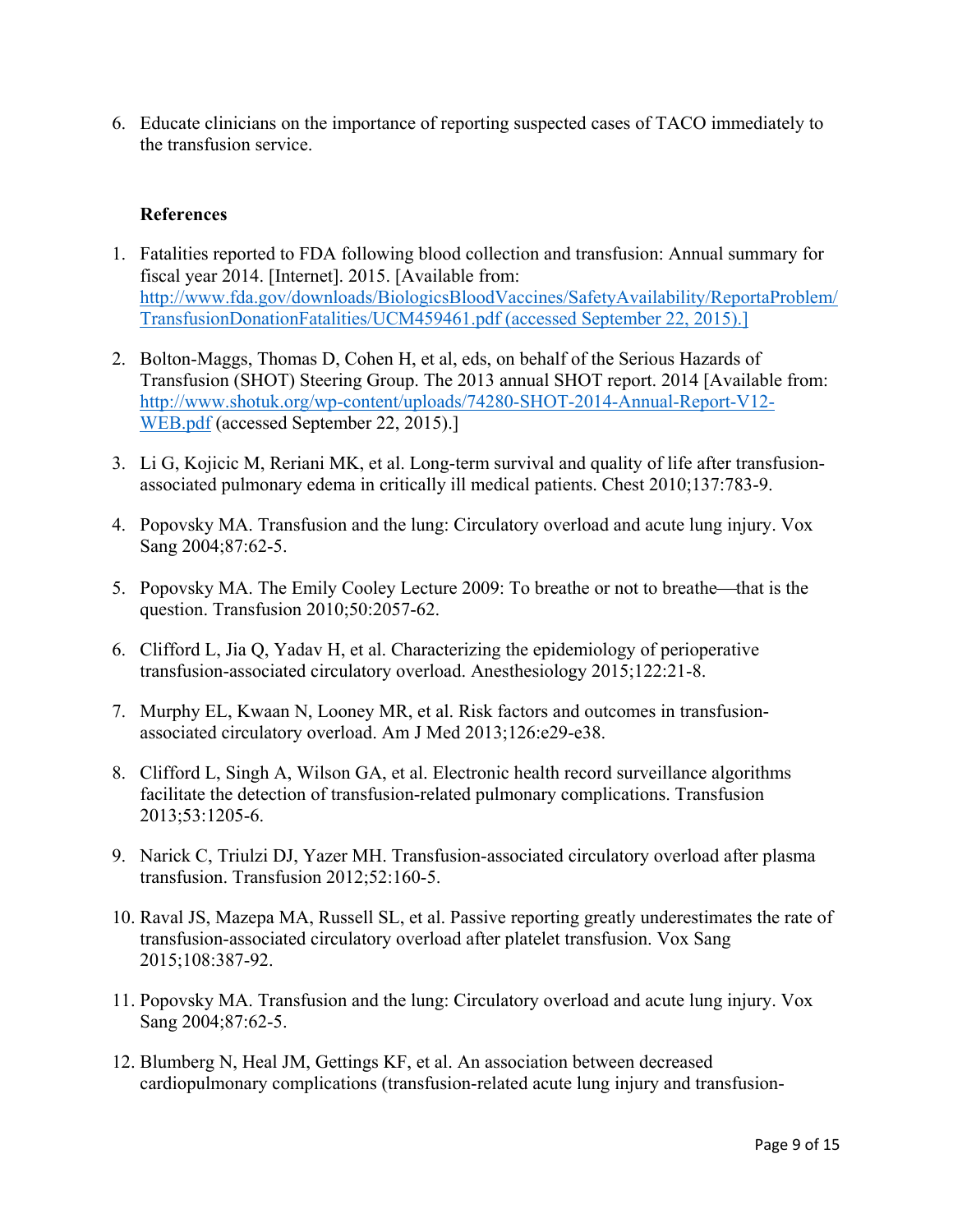6. Educate clinicians on the importance of reporting suspected cases of TACO immediately to the transfusion service.

**References**

1. Fatalities reported to FDA following blood collection and transfusion: Annual summary for fiscal year 2014. [Internet]. 2015. [Available from: http://www.fda.gov/downloads/BiologicsBloodVaccines/SafetyAvailability/ReportaProblem/TransfusionDonationFatalities/UCM459461.pdf (accessed September 22, 2015).]

2. Bolton-Maggs, Thomas D, Cohen H, et al, eds, on behalf of the Serious Hazards of Transfusion (SHOT) Steering Group. The 2013 annual SHOT report. 2014 [Available from: http://www.shotuk.org/wp-content/uploads/74280-SHOT-2014-Annual-Report-V12-WEB.pdf (accessed September 22, 2015).]

3. Li G, Kojicic M, Reriani MK, et al. Long-term survival and quality of life after transfusion-associated pulmonary edema in critically ill medical patients. Chest 2010;137:783-9.

4. Popovsky MA. Transfusion and the lung: Circulatory overload and acute lung injury. Vox Sang 2004;87:62-5.

5. Popovsky MA. The Emily Cooley Lecture 2009: To breathe or not to breathe—that is the question. Transfusion 2010;50:2057-62.

6. Clifford L, Jia Q, Yadav H, et al. Characterizing the epidemiology of perioperative transfusion-associated circulatory overload. Anesthesiology 2015;122:21-8.

7. Murphy EL, Kwaan N, Looney MR, et al. Risk factors and outcomes in transfusion-associated circulatory overload. Am J Med 2013;126:e29-e38.

8. Clifford L, Singh A, Wilson GA, et al. Electronic health record surveillance algorithms facilitate the detection of transfusion-related pulmonary complications. Transfusion 2013;53:1205-6.

9. Narick C, Triulzi DJ, Yazer MH. Transfusion-associated circulatory overload after plasma transfusion. Transfusion 2012;52:160-5.

10. Raval JS, Mazepa MA, Russell SL, et al. Passive reporting greatly underestimates the rate of transfusion-associated circulatory overload after platelet transfusion. Vox Sang 2015;108:387-92.

11. Popovsky MA. Transfusion and the lung: Circulatory overload and acute lung injury. Vox Sang 2004;87:62-5.

12. Blumberg N, Heal JM, Gettings KF, et al. An association between decreased cardiopulmonary complications (transfusion-related acute lung injury and transfusion-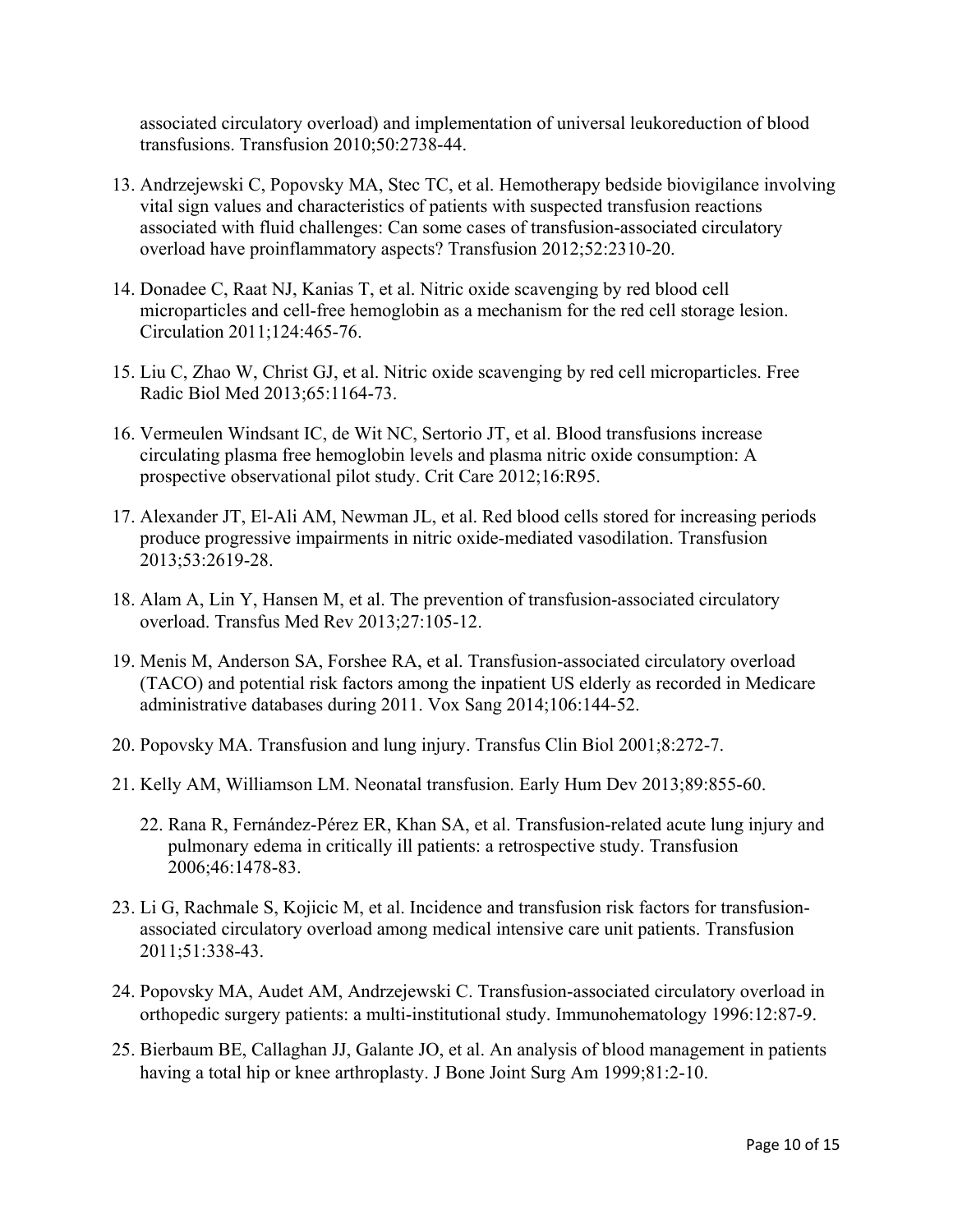associated circulatory overload) and implementation of universal leukoreduction of blood transfusions. Transfusion 2010;50:2738-44.

13. Andrzejewski C, Popovsky MA, Stec TC, et al. Hemotherapy bedside biovigilance involving vital sign values and characteristics of patients with suspected transfusion reactions associated with fluid challenges: Can some cases of transfusion-associated circulatory overload have proinflammatory aspects? Transfusion 2012;52:2310-20.
14. Donadee C, Raat NJ, Kanias T, et al. Nitric oxide scavenging by red blood cell microparticles and cell-free hemoglobin as a mechanism for the red cell storage lesion. Circulation 2011;124:465-76.
15. Liu C, Zhao W, Christ GJ, et al. Nitric oxide scavenging by red cell microparticles. Free Radic Biol Med 2013;65:1164-73.
16. Vermeulen Windsant IC, de Wit NC, Sertorio JT, et al. Blood transfusions increase circulating plasma free hemoglobin levels and plasma nitric oxide consumption: A prospective observational pilot study. Crit Care 2012;16:R95.
17. Alexander JT, El-Ali AM, Newman JL, et al. Red blood cells stored for increasing periods produce progressive impairments in nitric oxide-mediated vasodilation. Transfusion 2013;53:2619-28.
18. Alam A, Lin Y, Hansen M, et al. The prevention of transfusion-associated circulatory overload. Transfus Med Rev 2013;27:105-12.
19. Menis M, Anderson SA, Forshee RA, et al. Transfusion-associated circulatory overload (TACO) and potential risk factors among the inpatient US elderly as recorded in Medicare administrative databases during 2011. Vox Sang 2014;106:144-52.
20. Popovsky MA. Transfusion and lung injury. Transfus Clin Biol 2001;8:272-7.
21. Kelly AM, Williamson LM. Neonatal transfusion. Early Hum Dev 2013;89:855-60.
22. Rana R, Fernández-Pérez ER, Khan SA, et al. Transfusion-related acute lung injury and pulmonary edema in critically ill patients: a retrospective study. Transfusion 2006;46:1478-83.
23. Li G, Rachmale S, Kojicic M, et al. Incidence and transfusion risk factors for transfusion-associated circulatory overload among medical intensive care unit patients. Transfusion 2011;51:338-43.
24. Popovsky MA, Audet AM, Andrzejewski C. Transfusion-associated circulatory overload in orthopedic surgery patients: a multi-institutional study. Immunohematology 1996:12:87-9.
25. Bierbaum BE, Callaghan JJ, Galante JO, et al. An analysis of blood management in patients having a total hip or knee arthroplasty. J Bone Joint Surg Am 1999;81:2-10.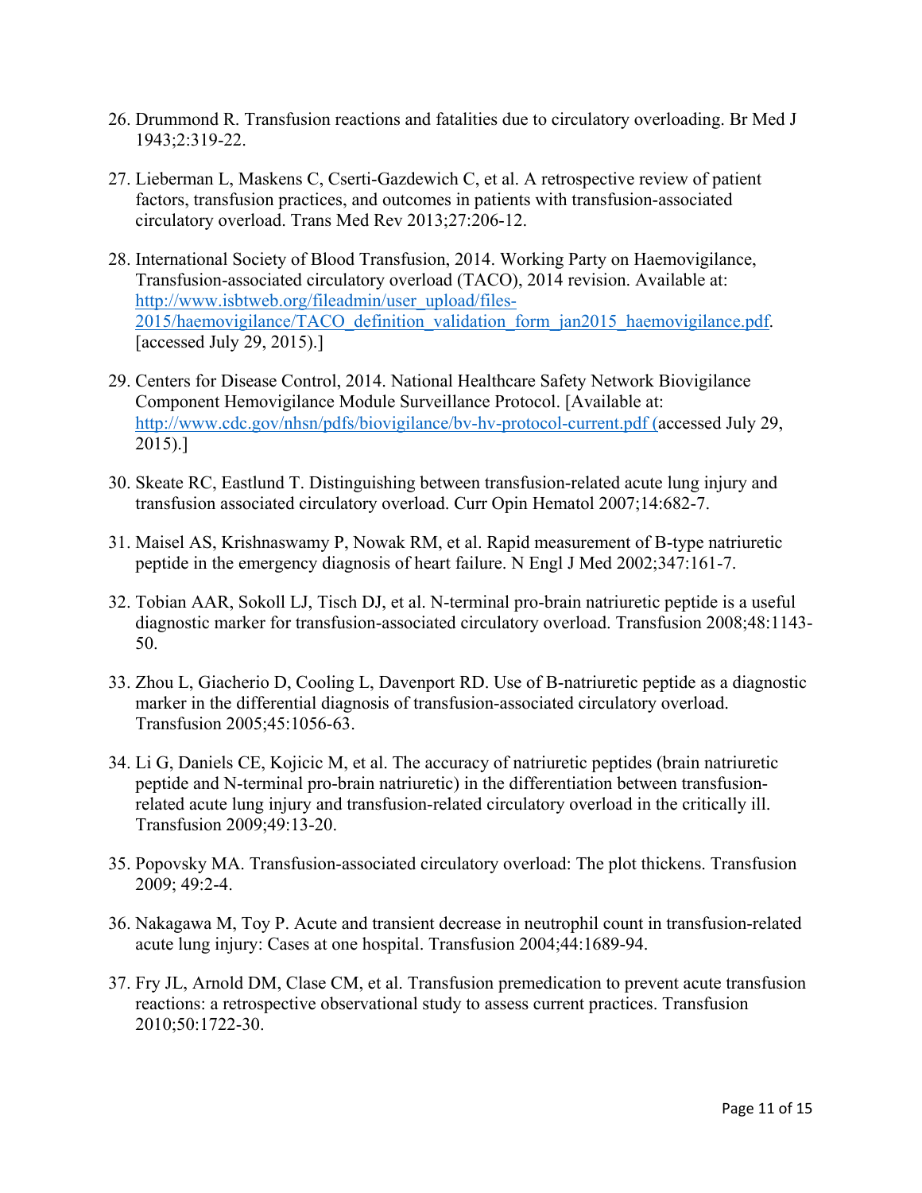26. Drummond R. Transfusion reactions and fatalities due to circulatory overloading. Br Med J 1943;2:319-22.

27. Lieberman L, Maskens C, Cserti-Gazdewich C, et al. A retrospective review of patient factors, transfusion practices, and outcomes in patients with transfusion-associated circulatory overload. Trans Med Rev 2013;27:206-12.

28. International Society of Blood Transfusion, 2014. Working Party on Haemovigilance, Transfusion-associated circulatory overload (TACO), 2014 revision. Available at: http://www.isbtweb.org/fileadmin/user_upload/files-2015/haemovigilance/TACO_definition_validation_form_jan2015_haemovigilance.pdf. [accessed July 29, 2015).]

29. Centers for Disease Control, 2014. National Healthcare Safety Network Biovigilance Component Hemovigilance Module Surveillance Protocol. [Available at: http://www.cdc.gov/nhsn/pdfs/biovigilance/bv-hv-protocol-current.pdf (accessed July 29, 2015).]

30. Skeate RC, Eastlund T. Distinguishing between transfusion-related acute lung injury and transfusion associated circulatory overload. Curr Opin Hematol 2007;14:682-7.

31. Maisel AS, Krishnaswamy P, Nowak RM, et al. Rapid measurement of B-type natriuretic peptide in the emergency diagnosis of heart failure. N Engl J Med 2002;347:161-7.

32. Tobian AAR, Sokoll LJ, Tisch DJ, et al. N-terminal pro-brain natriuretic peptide is a useful diagnostic marker for transfusion-associated circulatory overload. Transfusion 2008;48:1143-50.

33. Zhou L, Giacherio D, Cooling L, Davenport RD. Use of B-natriuretic peptide as a diagnostic marker in the differential diagnosis of transfusion-associated circulatory overload. Transfusion 2005;45:1056-63.

34. Li G, Daniels CE, Kojicic M, et al. The accuracy of natriuretic peptides (brain natriuretic peptide and N-terminal pro-brain natriuretic) in the differentiation between transfusion-related acute lung injury and transfusion-related circulatory overload in the critically ill. Transfusion 2009;49:13-20.

35. Popovsky MA. Transfusion-associated circulatory overload: The plot thickens. Transfusion 2009; 49:2-4.

36. Nakagawa M, Toy P. Acute and transient decrease in neutrophil count in transfusion-related acute lung injury: Cases at one hospital. Transfusion 2004;44:1689-94.

37. Fry JL, Arnold DM, Clase CM, et al. Transfusion premedication to prevent acute transfusion reactions: a retrospective observational study to assess current practices. Transfusion 2010;50:1722-30.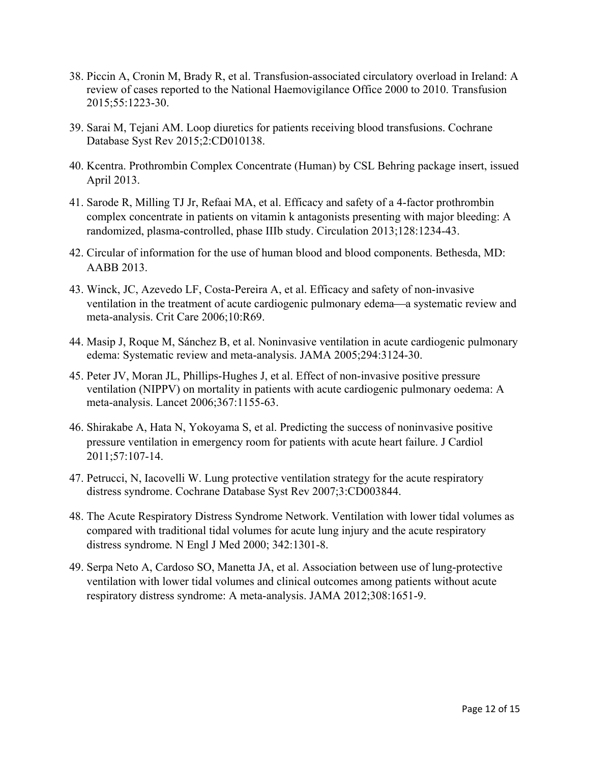38. Piccin A, Cronin M, Brady R, et al. Transfusion-associated circulatory overload in Ireland: A review of cases reported to the National Haemovigilance Office 2000 to 2010. Transfusion 2015;55:1223-30.

39. Sarai M, Tejani AM. Loop diuretics for patients receiving blood transfusions. Cochrane Database Syst Rev 2015;2:CD010138.

40. Kcentra. Prothrombin Complex Concentrate (Human) by CSL Behring package insert, issued April 2013.

41. Sarode R, Milling TJ Jr, Refaai MA, et al. Efficacy and safety of a 4-factor prothrombin complex concentrate in patients on vitamin k antagonists presenting with major bleeding: A randomized, plasma-controlled, phase IIIb study. Circulation 2013;128:1234-43.

42. Circular of information for the use of human blood and blood components. Bethesda, MD: AABB 2013.

43. Winck, JC, Azevedo LF, Costa-Pereira A, et al. Efficacy and safety of non-invasive ventilation in the treatment of acute cardiogenic pulmonary edema—a systematic review and meta-analysis. Crit Care 2006;10:R69.

44. Masip J, Roque M, Sánchez B, et al. Noninvasive ventilation in acute cardiogenic pulmonary edema: Systematic review and meta-analysis. JAMA 2005;294:3124-30.

45. Peter JV, Moran JL, Phillips-Hughes J, et al. Effect of non-invasive positive pressure ventilation (NIPPV) on mortality in patients with acute cardiogenic pulmonary oedema: A meta-analysis. Lancet 2006;367:1155-63.

46. Shirakabe A, Hata N, Yokoyama S, et al. Predicting the success of noninvasive positive pressure ventilation in emergency room for patients with acute heart failure. J Cardiol 2011;57:107-14.

47. Petrucci, N, Iacovelli W. Lung protective ventilation strategy for the acute respiratory distress syndrome. Cochrane Database Syst Rev 2007;3:CD003844.

48. The Acute Respiratory Distress Syndrome Network. Ventilation with lower tidal volumes as compared with traditional tidal volumes for acute lung injury and the acute respiratory distress syndrome. N Engl J Med 2000; 342:1301-8.

49. Serpa Neto A, Cardoso SO, Manetta JA, et al. Association between use of lung-protective ventilation with lower tidal volumes and clinical outcomes among patients without acute respiratory distress syndrome: A meta-analysis. JAMA 2012;308:1651-9.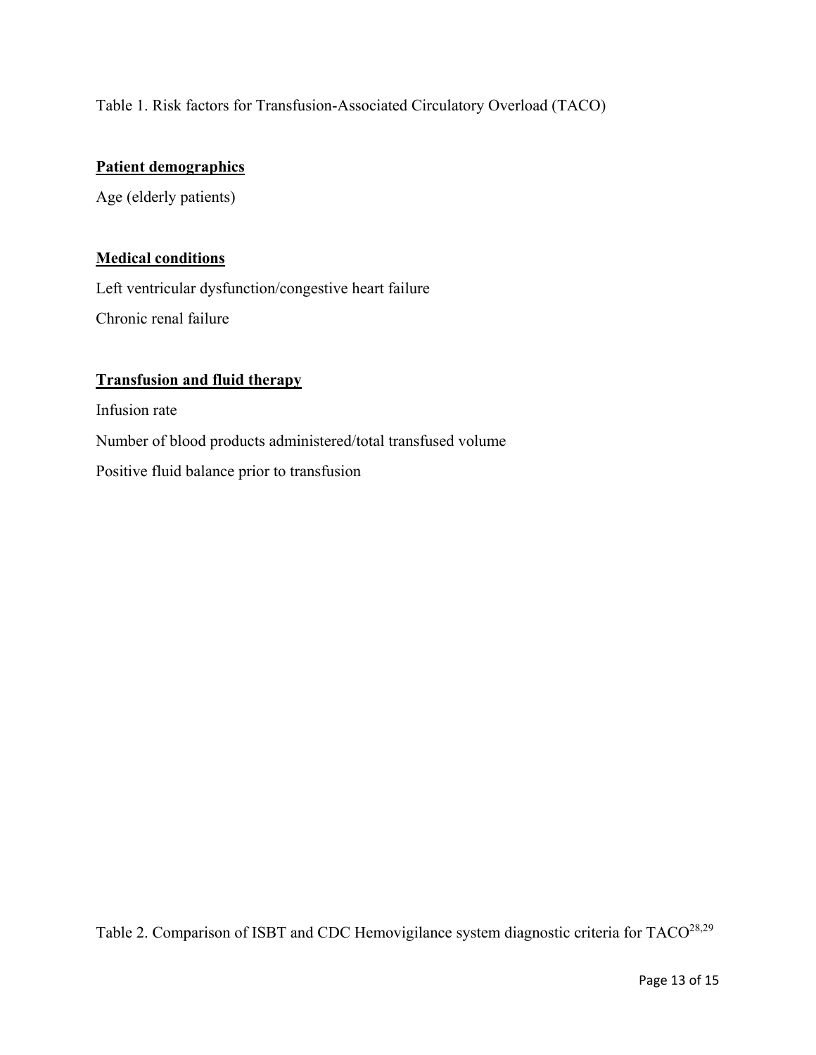Table 1. Risk factors for Transfusion-Associated Circulatory Overload (TACO)

**Patient demographics**

Age (elderly patients)

**Medical conditions**

Left ventricular dysfunction/congestive heart failure

Chronic renal failure

**Transfusion and fluid therapy**

Infusion rate

Number of blood products administered/total transfused volume

Positive fluid balance prior to transfusion

Table 2. Comparison of ISBT and CDC Hemovigilance system diagnostic criteria for TACO[28,29]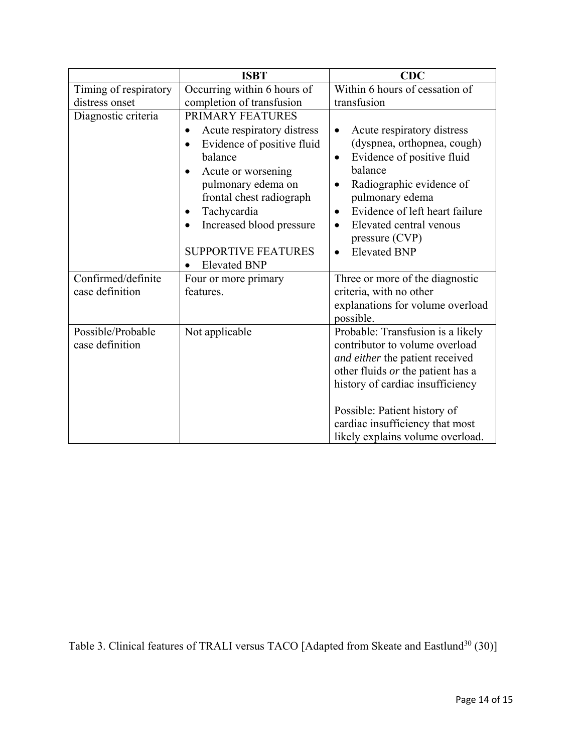| | ISBT | CDC |
|---|---|---|
| Timing of respiratory distress onset | Occurring within 6 hours of completion of transfusion | Within 6 hours of cessation of transfusion |
| Diagnostic criteria | PRIMARY FEATURES<br>• Acute respiratory distress<br>• Evidence of positive fluid balance<br>• Acute or worsening pulmonary edema on frontal chest radiograph<br>• Tachycardia<br>• Increased blood pressure<br><br>SUPPORTIVE FEATURES<br>• Elevated BNP | • Acute respiratory distress (dyspnea, orthopnea, cough)<br>• Evidence of positive fluid balance<br>• Radiographic evidence of pulmonary edema<br>• Evidence of left heart failure<br>• Elevated central venous pressure (CVP)<br>• Elevated BNP |
| Confirmed/definite case definition | Four or more primary features. | Three or more of the diagnostic criteria, with no other explanations for volume overload possible. |
| Possible/Probable case definition | Not applicable | Probable: Transfusion is a likely contributor to volume overload *and either* the patient received other fluids *or* the patient has a history of cardiac insufficiency<br><br>Possible: Patient history of cardiac insufficiency that most likely explains volume overload. |

Table 3. Clinical features of TRALI versus TACO [Adapted from Skeate and Eastlund[30] (30)]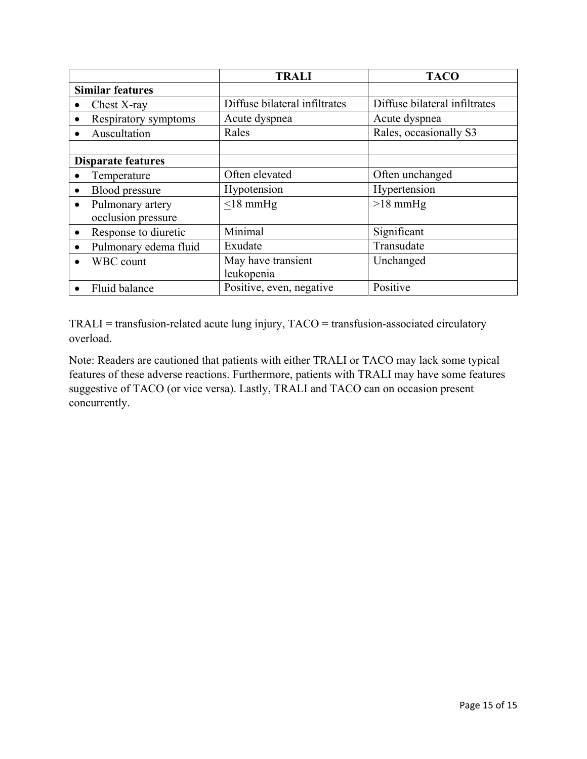| | TRALI | TACO |
|---|---|---|
| **Similar features** | | |
| • Chest X-ray | Diffuse bilateral infiltrates | Diffuse bilateral infiltrates |
| • Respiratory symptoms | Acute dyspnea | Acute dyspnea |
| • Auscultation | Rales | Rales, occasionally S3 |
| | | |
| **Disparate features** | | |
| • Temperature | Often elevated | Often unchanged |
| • Blood pressure | Hypotension | Hypertension |
| • Pulmonary artery occlusion pressure | ≤18 mmHg | >18 mmHg |
| • Response to diuretic | Minimal | Significant |
| • Pulmonary edema fluid | Exudate | Transudate |
| • WBC count | May have transient leukopenia | Unchanged |
| • Fluid balance | Positive, even, negative | Positive |

TRALI = transfusion-related acute lung injury, TACO = transfusion-associated circulatory overload.

Note: Readers are cautioned that patients with either TRALI or TACO may lack some typical features of these adverse reactions. Furthermore, patients with TRALI may have some features suggestive of TACO (or vice versa). Lastly, TRALI and TACO can on occasion present concurrently.